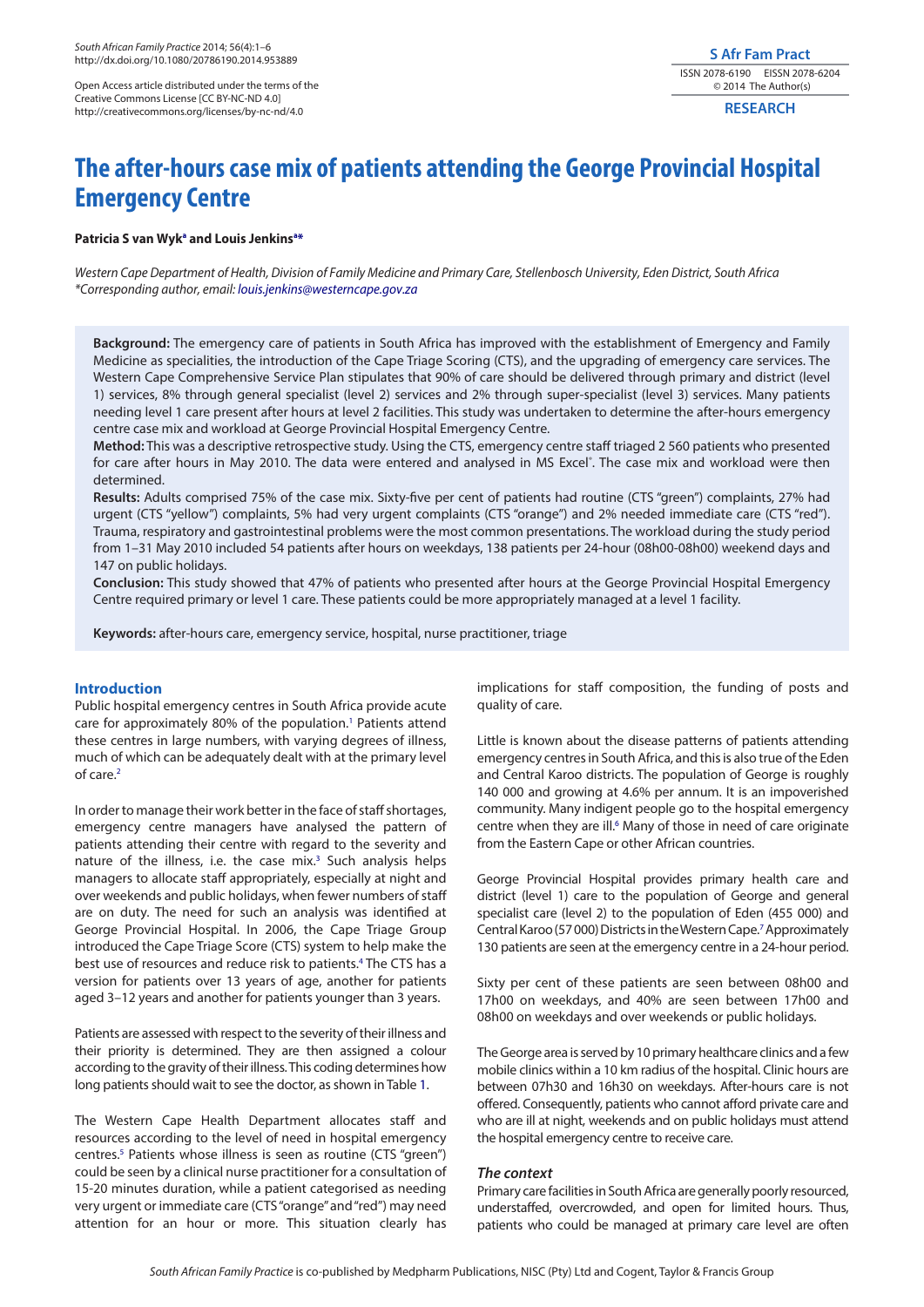Open Access article distributed under the terms of the Creative Commons License [CC BY-NC-ND 4.0] http://creativecommons.org/licenses/by-nc-nd/4.0

RESEARCH

# The after-hours case mix of patients attending the George Provincial Hospital Emergency Centre

**Patricia S van Wyk[a] and Louis Jenkins[a*]**

*Western Cape Department of Health, Division of Family Medicine and Primary Care, Stellenbosch University, Eden District, South Africa*
*\*Corresponding author, email: louis.jenkins@westerncape.gov.za*

**Background:** The emergency care of patients in South Africa has improved with the establishment of Emergency and Family Medicine as specialities, the introduction of the Cape Triage Scoring (CTS), and the upgrading of emergency care services. The Western Cape Comprehensive Service Plan stipulates that 90% of care should be delivered through primary and district (level 1) services, 8% through general specialist (level 2) services and 2% through super-specialist (level 3) services. Many patients needing level 1 care present after hours at level 2 facilities. This study was undertaken to determine the after-hours emergency centre case mix and workload at George Provincial Hospital Emergency Centre.

**Method:** This was a descriptive retrospective study. Using the CTS, emergency centre staff triaged 2 560 patients who presented for care after hours in May 2010. The data were entered and analysed in MS Excel®. The case mix and workload were then determined.

**Results:** Adults comprised 75% of the case mix. Sixty-five per cent of patients had routine (CTS "green") complaints, 27% had urgent (CTS "yellow") complaints, 5% had very urgent complaints (CTS "orange") and 2% needed immediate care (CTS "red"). Trauma, respiratory and gastrointestinal problems were the most common presentations. The workload during the study period from 1–31 May 2010 included 54 patients after hours on weekdays, 138 patients per 24-hour (08h00-08h00) weekend days and 147 on public holidays.

**Conclusion:** This study showed that 47% of patients who presented after hours at the George Provincial Hospital Emergency Centre required primary or level 1 care. These patients could be more appropriately managed at a level 1 facility.

**Keywords:** after-hours care, emergency service, hospital, nurse practitioner, triage

## Introduction

Public hospital emergency centres in South Africa provide acute care for approximately 80% of the population.[1] Patients attend these centres in large numbers, with varying degrees of illness, much of which can be adequately dealt with at the primary level of care.[2]

In order to manage their work better in the face of staff shortages, emergency centre managers have analysed the pattern of patients attending their centre with regard to the severity and nature of the illness, i.e. the case mix.[3] Such analysis helps managers to allocate staff appropriately, especially at night and over weekends and public holidays, when fewer numbers of staff are on duty. The need for such an analysis was identified at George Provincial Hospital. In 2006, the Cape Triage Group introduced the Cape Triage Score (CTS) system to help make the best use of resources and reduce risk to patients.[4] The CTS has a version for patients over 13 years of age, another for patients aged 3–12 years and another for patients younger than 3 years.

Patients are assessed with respect to the severity of their illness and their priority is determined. They are then assigned a colour according to the gravity of their illness. This coding determines how long patients should wait to see the doctor, as shown in Table 1.

The Western Cape Health Department allocates staff and resources according to the level of need in hospital emergency centres.[5] Patients whose illness is seen as routine (CTS "green") could be seen by a clinical nurse practitioner for a consultation of 15-20 minutes duration, while a patient categorised as needing very urgent or immediate care (CTS "orange" and "red") may need attention for an hour or more. This situation clearly has implications for staff composition, the funding of posts and quality of care.

Little is known about the disease patterns of patients attending emergency centres in South Africa, and this is also true of the Eden and Central Karoo districts. The population of George is roughly 140 000 and growing at 4.6% per annum. It is an impoverished community. Many indigent people go to the hospital emergency centre when they are ill.[6] Many of those in need of care originate from the Eastern Cape or other African countries.

George Provincial Hospital provides primary health care and district (level 1) care to the population of George and general specialist care (level 2) to the population of Eden (455 000) and Central Karoo (57 000) Districts in the Western Cape.[7] Approximately 130 patients are seen at the emergency centre in a 24-hour period.

Sixty per cent of these patients are seen between 08h00 and 17h00 on weekdays, and 40% are seen between 17h00 and 08h00 on weekdays and over weekends or public holidays.

The George area is served by 10 primary healthcare clinics and a few mobile clinics within a 10 km radius of the hospital. Clinic hours are between 07h30 and 16h30 on weekdays. After-hours care is not offered. Consequently, patients who cannot afford private care and who are ill at night, weekends and on public holidays must attend the hospital emergency centre to receive care.

### *The context*

Primary care facilities in South Africa are generally poorly resourced, understaffed, overcrowded, and open for limited hours. Thus, patients who could be managed at primary care level are often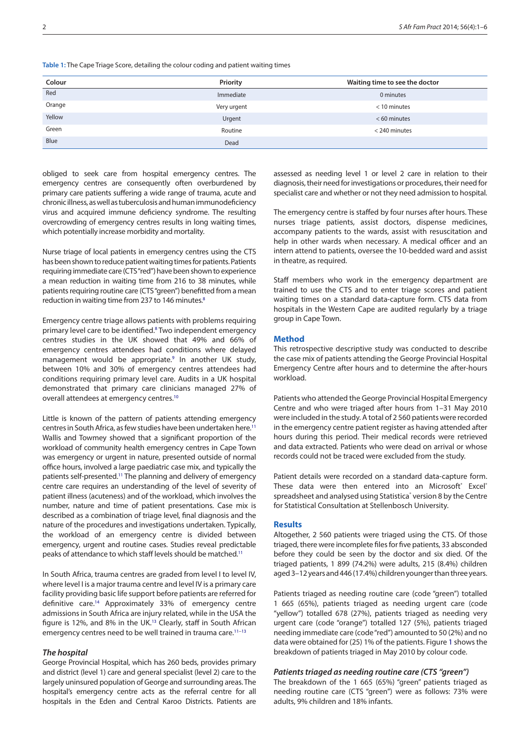**Table 1:** The Cape Triage Score, detailing the colour coding and patient waiting times

| Colour | Priority | Waiting time to see the doctor |
|---|---|---|
| Red | Immediate | 0 minutes |
| Orange | Very urgent | < 10 minutes |
| Yellow | Urgent | < 60 minutes |
| Green | Routine | < 240 minutes |
| Blue | Dead | |

obliged to seek care from hospital emergency centres. The emergency centres are consequently often overburdened by primary care patients suffering a wide range of trauma, acute and chronic illness, as well as tuberculosis and human immunodeficiency virus and acquired immune deficiency syndrome. The resulting overcrowding of emergency centres results in long waiting times, which potentially increase morbidity and mortality.

Nurse triage of local patients in emergency centres using the CTS has been shown to reduce patient waiting times for patients. Patients requiring immediate care (CTS "red") have been shown to experience a mean reduction in waiting time from 216 to 38 minutes, while patients requiring routine care (CTS "green") benefitted from a mean reduction in waiting time from 237 to 146 minutes.[8]

Emergency centre triage allows patients with problems requiring primary level care to be identified.[8] Two independent emergency centres studies in the UK showed that 49% and 66% of emergency centres attendees had conditions where delayed management would be appropriate.[9] In another UK study, between 10% and 30% of emergency centres attendees had conditions requiring primary level care. Audits in a UK hospital demonstrated that primary care clinicians managed 27% of overall attendees at emergency centres.[10]

Little is known of the pattern of patients attending emergency centres in South Africa, as few studies have been undertaken here.[11] Wallis and Towmey showed that a significant proportion of the workload of community health emergency centres in Cape Town was emergency or urgent in nature, presented outside of normal office hours, involved a large paediatric case mix, and typically the patients self-presented.[11] The planning and delivery of emergency centre care requires an understanding of the level of severity of patient illness (acuteness) and of the workload, which involves the number, nature and time of patient presentations. Case mix is described as a combination of triage level, final diagnosis and the nature of the procedures and investigations undertaken. Typically, the workload of an emergency centre is divided between emergency, urgent and routine cases. Studies reveal predictable peaks of attendance to which staff levels should be matched.[11]

In South Africa, trauma centres are graded from level I to level IV, where level I is a major trauma centre and level IV is a primary care facility providing basic life support before patients are referred for definitive care.[14] Approximately 33% of emergency centre admissions in South Africa are injury related, while in the USA the figure is 12%, and 8% in the UK.[13] Clearly, staff in South African emergency centres need to be well trained in trauma care.[11–13]

### *The hospital*

George Provincial Hospital, which has 260 beds, provides primary and district (level 1) care and general specialist (level 2) care to the largely uninsured population of George and surrounding areas. The hospital's emergency centre acts as the referral centre for all hospitals in the Eden and Central Karoo Districts. Patients are assessed as needing level 1 or level 2 care in relation to their diagnosis, their need for investigations or procedures, their need for specialist care and whether or not they need admission to hospital.

The emergency centre is staffed by four nurses after hours. These nurses triage patients, assist doctors, dispense medicines, accompany patients to the wards, assist with resuscitation and help in other wards when necessary. A medical officer and an intern attend to patients, oversee the 10-bedded ward and assist in theatre, as required.

Staff members who work in the emergency department are trained to use the CTS and to enter triage scores and patient waiting times on a standard data-capture form. CTS data from hospitals in the Western Cape are audited regularly by a triage group in Cape Town.

## Method

This retrospective descriptive study was conducted to describe the case mix of patients attending the George Provincial Hospital Emergency Centre after hours and to determine the after-hours workload.

Patients who attended the George Provincial Hospital Emergency Centre and who were triaged after hours from 1–31 May 2010 were included in the study. A total of 2 560 patients were recorded in the emergency centre patient register as having attended after hours during this period. Their medical records were retrieved and data extracted. Patients who were dead on arrival or whose records could not be traced were excluded from the study.

Patient details were recorded on a standard data-capture form. These data were then entered into an Microsoft® Excel® spreadsheet and analysed using Statistica® version 8 by the Centre for Statistical Consultation at Stellenbosch University.

## Results

Altogether, 2 560 patients were triaged using the CTS. Of those triaged, there were incomplete files for five patients, 33 absconded before they could be seen by the doctor and six died. Of the triaged patients, 1 899 (74.2%) were adults, 215 (8.4%) children aged 3–12 years and 446 (17.4%) children younger than three years.

Patients triaged as needing routine care (code "green") totalled 1 665 (65%), patients triaged as needing urgent care (code "yellow") totalled 678 (27%), patients triaged as needing very urgent care (code "orange") totalled 127 (5%), patients triaged needing immediate care (code "red") amounted to 50 (2%) and no data were obtained for (25) 1% of the patients. Figure 1 shows the breakdown of patients triaged in May 2010 by colour code.

### *Patients triaged as needing routine care (CTS "green")*

The breakdown of the 1 665 (65%) "green" patients triaged as needing routine care (CTS "green") were as follows: 73% were adults, 9% children and 18% infants.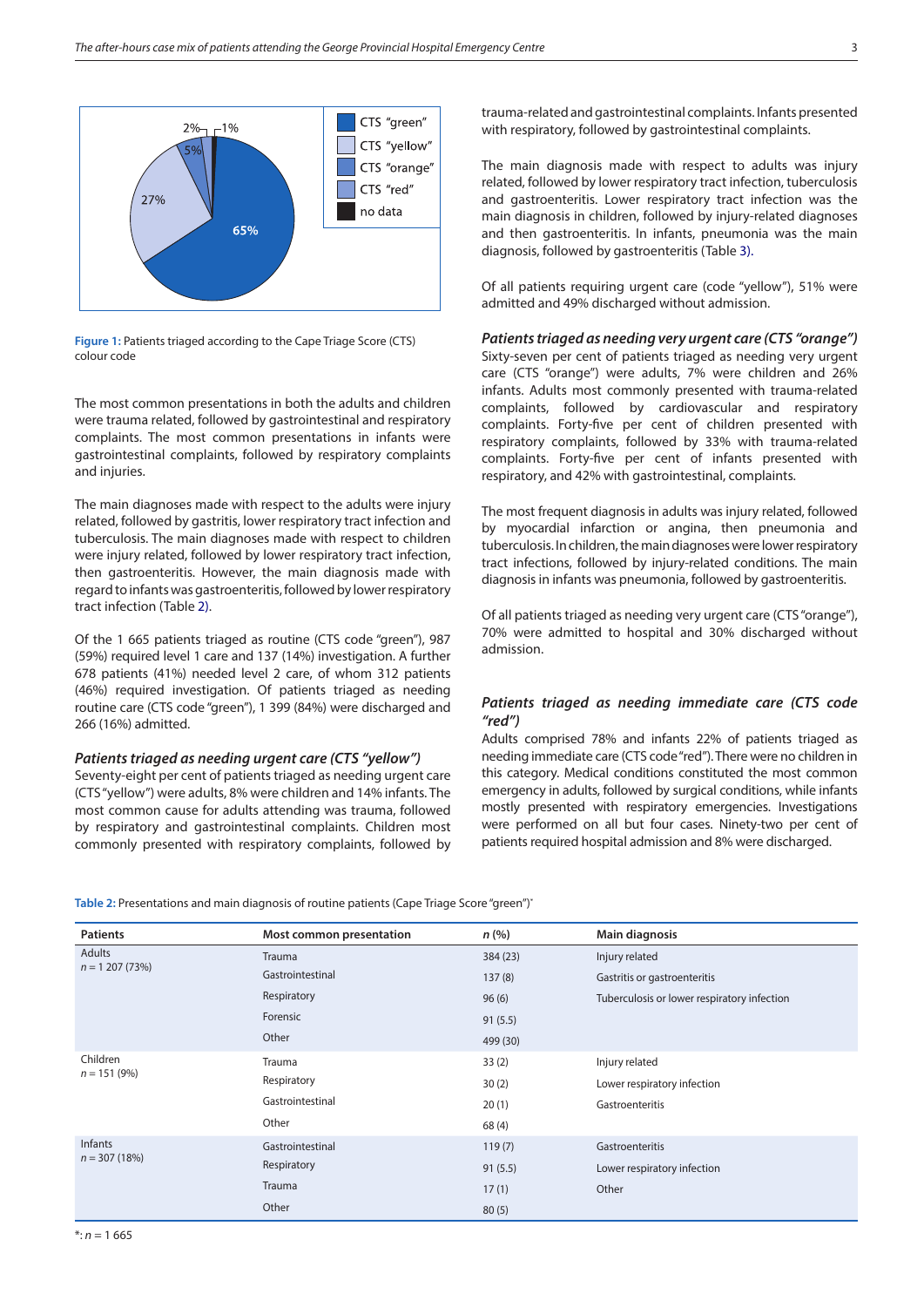Figure 1: Patients triaged according to the Cape Triage Score (CTS) colour code

The most common presentations in both the adults and children were trauma related, followed by gastrointestinal and respiratory complaints. The most common presentations in infants were gastrointestinal complaints, followed by respiratory complaints and injuries.

The main diagnoses made with respect to the adults were injury related, followed by gastritis, lower respiratory tract infection and tuberculosis. The main diagnoses made with respect to children were injury related, followed by lower respiratory tract infection, then gastroenteritis. However, the main diagnosis made with regard to infants was gastroenteritis, followed by lower respiratory tract infection (Table 2).

Of the 1 665 patients triaged as routine (CTS code "green"), 987 (59%) required level 1 care and 137 (14%) investigation. A further 678 patients (41%) needed level 2 care, of whom 312 patients (46%) required investigation. Of patients triaged as needing routine care (CTS code "green"), 1 399 (84%) were discharged and 266 (16%) admitted.

### *Patients triaged as needing urgent care (CTS "yellow")*

Seventy-eight per cent of patients triaged as needing urgent care (CTS "yellow") were adults, 8% were children and 14% infants. The most common cause for adults attending was trauma, followed by respiratory and gastrointestinal complaints. Children most commonly presented with respiratory complaints, followed by trauma-related and gastrointestinal complaints. Infants presented with respiratory, followed by gastrointestinal complaints.

The main diagnosis made with respect to adults was injury related, followed by lower respiratory tract infection, tuberculosis and gastroenteritis. Lower respiratory tract infection was the main diagnosis in children, followed by injury-related diagnoses and then gastroenteritis. In infants, pneumonia was the main diagnosis, followed by gastroenteritis (Table 3).

Of all patients requiring urgent care (code "yellow"), 51% were admitted and 49% discharged without admission.

### *Patients triaged as needing very urgent care (CTS "orange")*

Sixty-seven per cent of patients triaged as needing very urgent care (CTS "orange") were adults, 7% were children and 26% infants. Adults most commonly presented with trauma-related complaints, followed by cardiovascular and respiratory complaints. Forty-five per cent of children presented with respiratory complaints, followed by 33% with trauma-related complaints. Forty-five per cent of infants presented with respiratory, and 42% with gastrointestinal, complaints.

The most frequent diagnosis in adults was injury related, followed by myocardial infarction or angina, then pneumonia and tuberculosis. In children, the main diagnoses were lower respiratory tract infections, followed by injury-related conditions. The main diagnosis in infants was pneumonia, followed by gastroenteritis.

Of all patients triaged as needing very urgent care (CTS "orange"), 70% were admitted to hospital and 30% discharged without admission.

### *Patients triaged as needing immediate care (CTS code "red")*

Adults comprised 78% and infants 22% of patients triaged as needing immediate care (CTS code "red"). There were no children in this category. Medical conditions constituted the most common emergency in adults, followed by surgical conditions, while infants mostly presented with respiratory emergencies. Investigations were performed on all but four cases. Ninety-two per cent of patients required hospital admission and 8% were discharged.

Table 2: Presentations and main diagnosis of routine patients (Cape Triage Score "green")*

| Patients | Most common presentation | *n* (%) | Main diagnosis |
|---|---|---|---|
| Adults $n$ = 1 207 (73%) | Trauma | 384 (23) | Injury related |
| | Gastrointestinal | 137 (8) | Gastritis or gastroenteritis |
| | Respiratory | 96 (6) | Tuberculosis or lower respiratory infection |
| | Forensic | 91 (5.5) | |
| | Other | 499 (30) | |
| Children $n$ = 151 (9%) | Trauma | 33 (2) | Injury related |
| | Respiratory | 30 (2) | Lower respiratory infection |
| | Gastrointestinal | 20 (1) | Gastroenteritis |
| | Other | 68 (4) | |
| Infants $n$ = 307 (18%) | Gastrointestinal | 119 (7) | Gastroenteritis |
| | Respiratory | 91 (5.5) | Lower respiratory infection |
| | Trauma | 17 (1) | Other |
| | Other | 80 (5) | |

*: $n$ = 1 665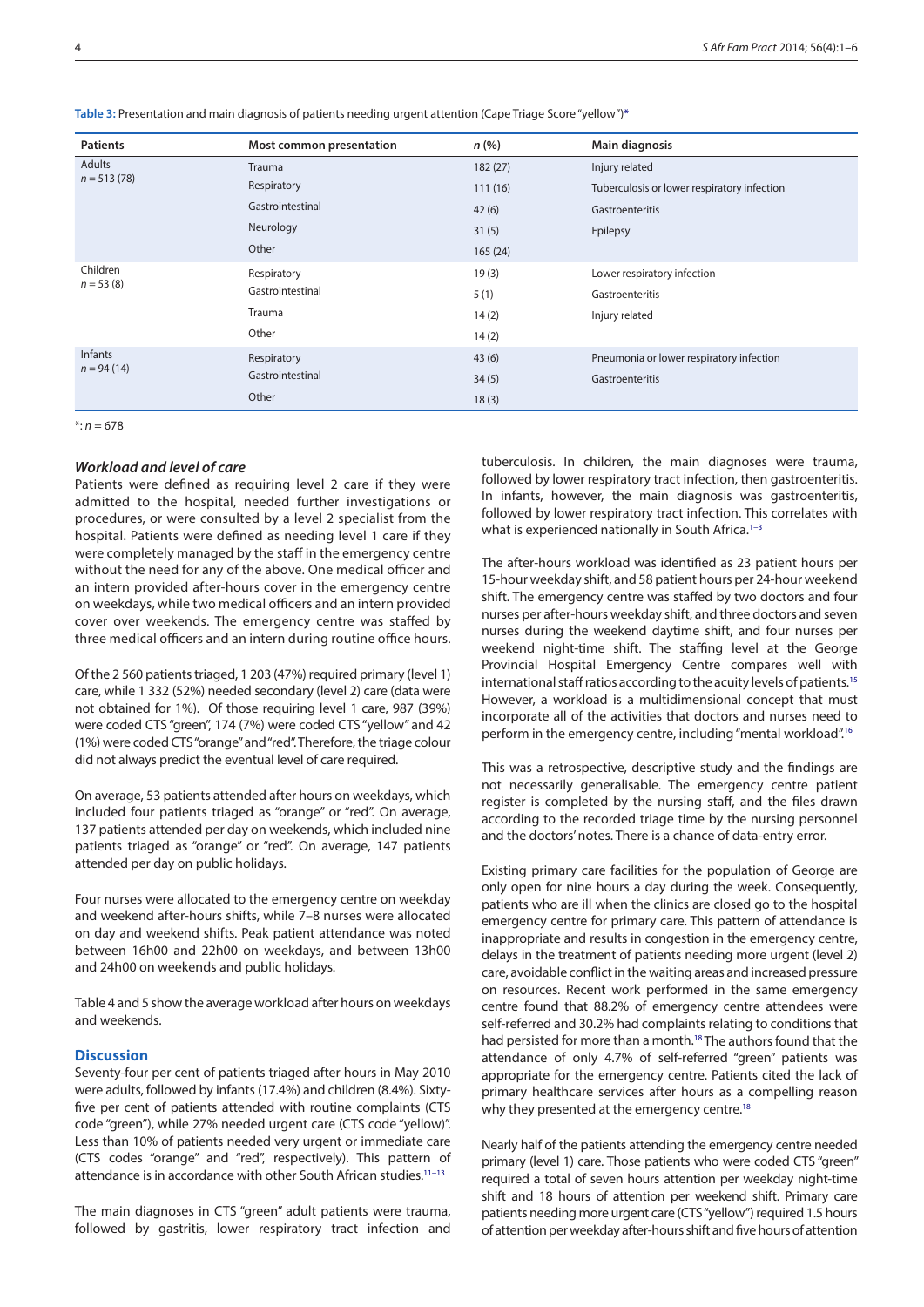**Table 3:** Presentation and main diagnosis of patients needing urgent attention (Cape Triage Score "yellow")*

| Patients | Most common presentation | n (%) | Main diagnosis |
|---|---|---|---|
| Adults $n$ = 513 (78) | Trauma | 182 (27) | Injury related |
| | Respiratory | 111 (16) | Tuberculosis or lower respiratory infection |
| | Gastrointestinal | 42 (6) | Gastroenteritis |
| | Neurology | 31 (5) | Epilepsy |
| | Other | 165 (24) | |
| Children $n$ = 53 (8) | Respiratory | 19 (3) | Lower respiratory infection |
| | Gastrointestinal | 5 (1) | Gastroenteritis |
| | Trauma | 14 (2) | Injury related |
| | Other | 14 (2) | |
| Infants $n$ = 94 (14) | Respiratory | 43 (6) | Pneumonia or lower respiratory infection |
| | Gastrointestinal | 34 (5) | Gastroenteritis |
| | Other | 18 (3) | |

*: $n$ = 678

### *Workload and level of care*

Patients were defined as requiring level 2 care if they were admitted to the hospital, needed further investigations or procedures, or were consulted by a level 2 specialist from the hospital. Patients were defined as needing level 1 care if they were completely managed by the staff in the emergency centre without the need for any of the above. One medical officer and an intern provided after-hours cover in the emergency centre on weekdays, while two medical officers and an intern provided cover over weekends. The emergency centre was staffed by three medical officers and an intern during routine office hours.

Of the 2 560 patients triaged, 1 203 (47%) required primary (level 1) care, while 1 332 (52%) needed secondary (level 2) care (data were not obtained for 1%). Of those requiring level 1 care, 987 (39%) were coded CTS "green", 174 (7%) were coded CTS "yellow" and 42 (1%) were coded CTS "orange" and "red". Therefore, the triage colour did not always predict the eventual level of care required.

On average, 53 patients attended after hours on weekdays, which included four patients triaged as "orange" or "red". On average, 137 patients attended per day on weekends, which included nine patients triaged as "orange" or "red". On average, 147 patients attended per day on public holidays.

Four nurses were allocated to the emergency centre on weekday and weekend after-hours shifts, while 7–8 nurses were allocated on day and weekend shifts. Peak patient attendance was noted between 16h00 and 22h00 on weekdays, and between 13h00 and 24h00 on weekends and public holidays.

Table 4 and 5 show the average workload after hours on weekdays and weekends.

## Discussion

Seventy-four per cent of patients triaged after hours in May 2010 were adults, followed by infants (17.4%) and children (8.4%). Sixty-five per cent of patients attended with routine complaints (CTS code "green"), while 27% needed urgent care (CTS code "yellow)". Less than 10% of patients needed very urgent or immediate care (CTS codes "orange" and "red", respectively). This pattern of attendance is in accordance with other South African studies.[11–13]

The main diagnoses in CTS "green" adult patients were trauma, followed by gastritis, lower respiratory tract infection and tuberculosis. In children, the main diagnoses were trauma, followed by lower respiratory tract infection, then gastroenteritis. In infants, however, the main diagnosis was gastroenteritis, followed by lower respiratory tract infection. This correlates with what is experienced nationally in South Africa.[1–3]

The after-hours workload was identified as 23 patient hours per 15-hour weekday shift, and 58 patient hours per 24-hour weekend shift. The emergency centre was staffed by two doctors and four nurses per after-hours weekday shift, and three doctors and seven nurses during the weekend daytime shift, and four nurses per weekend night-time shift. The staffing level at the George Provincial Hospital Emergency Centre compares well with international staff ratios according to the acuity levels of patients.[15] However, a workload is a multidimensional concept that must incorporate all of the activities that doctors and nurses need to perform in the emergency centre, including "mental workload".[16]

This was a retrospective, descriptive study and the findings are not necessarily generalisable. The emergency centre patient register is completed by the nursing staff, and the files drawn according to the recorded triage time by the nursing personnel and the doctors' notes. There is a chance of data-entry error.

Existing primary care facilities for the population of George are only open for nine hours a day during the week. Consequently, patients who are ill when the clinics are closed go to the hospital emergency centre for primary care. This pattern of attendance is inappropriate and results in congestion in the emergency centre, delays in the treatment of patients needing more urgent (level 2) care, avoidable conflict in the waiting areas and increased pressure on resources. Recent work performed in the same emergency centre found that 88.2% of emergency centre attendees were self-referred and 30.2% had complaints relating to conditions that had persisted for more than a month.[18] The authors found that the attendance of only 4.7% of self-referred "green" patients was appropriate for the emergency centre. Patients cited the lack of primary healthcare services after hours as a compelling reason why they presented at the emergency centre.[18]

Nearly half of the patients attending the emergency centre needed primary (level 1) care. Those patients who were coded CTS "green" required a total of seven hours attention per weekday night-time shift and 18 hours of attention per weekend shift. Primary care patients needing more urgent care (CTS "yellow") required 1.5 hours of attention per weekday after-hours shift and five hours of attention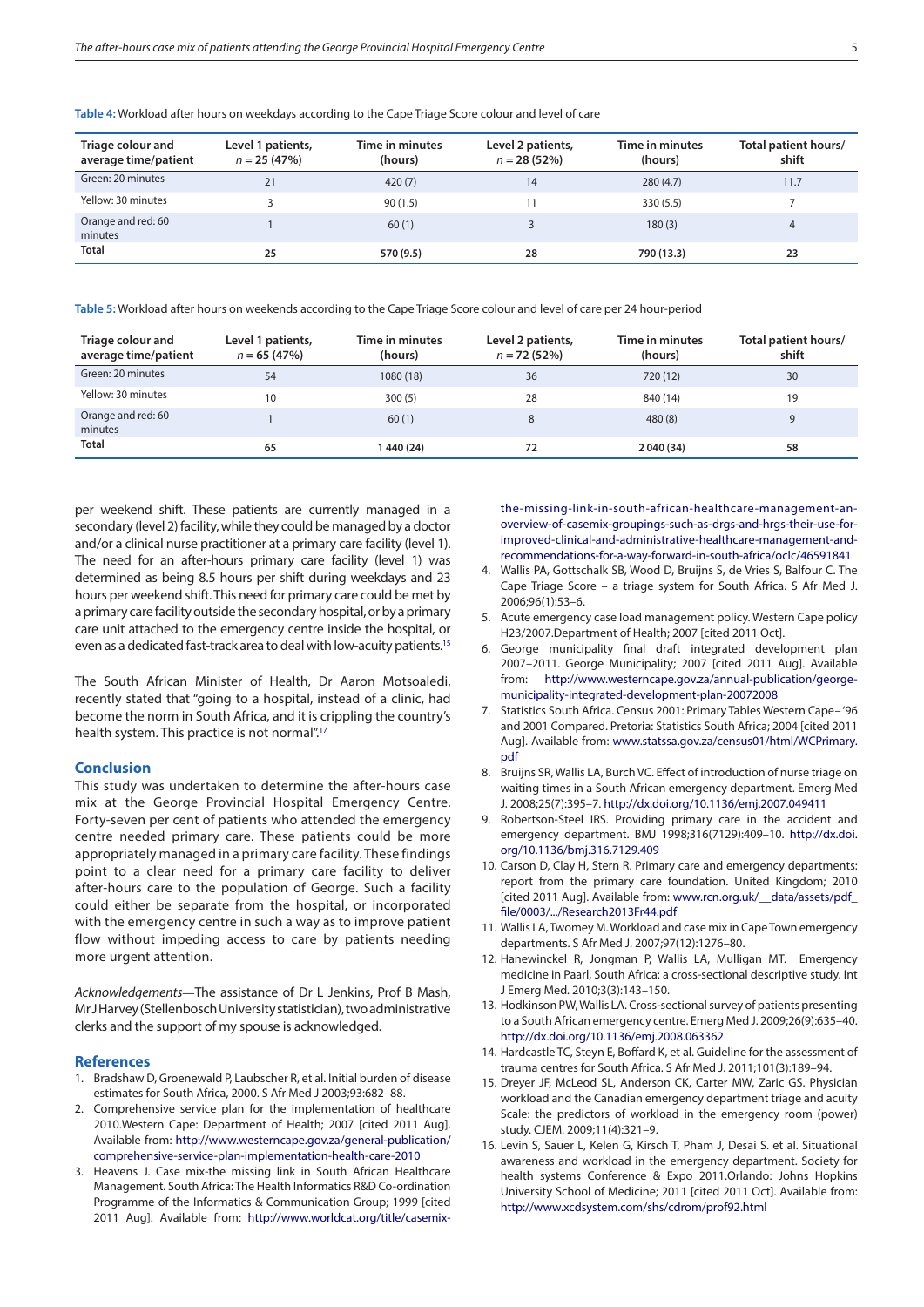**Table 4:** Workload after hours on weekdays according to the Cape Triage Score colour and level of care

| Triage colour and average time/patient | Level 1 patients, $n$ = 25 (47%) | Time in minutes (hours) | Level 2 patients, $n$ = 28 (52%) | Time in minutes (hours) | Total patient hours/shift |
|---|---|---|---|---|---|
| Green: 20 minutes | 21 | 420 (7) | 14 | 280 (4.7) | 11.7 |
| Yellow: 30 minutes | 3 | 90 (1.5) | 11 | 330 (5.5) | 7 |
| Orange and red: 60 minutes | 1 | 60 (1) | 3 | 180 (3) | 4 |
| **Total** | **25** | **570 (9.5)** | **28** | **790 (13.3)** | **23** |

**Table 5:** Workload after hours on weekends according to the Cape Triage Score colour and level of care per 24 hour-period

| Triage colour and average time/patient | Level 1 patients, $n$ = 65 (47%) | Time in minutes (hours) | Level 2 patients, $n$ = 72 (52%) | Time in minutes (hours) | Total patient hours/shift |
|---|---|---|---|---|---|
| Green: 20 minutes | 54 | 1080 (18) | 36 | 720 (12) | 30 |
| Yellow: 30 minutes | 10 | 300 (5) | 28 | 840 (14) | 19 |
| Orange and red: 60 minutes | 1 | 60 (1) | 8 | 480 (8) | 9 |
| **Total** | **65** | **1 440 (24)** | **72** | **2 040 (34)** | **58** |

per weekend shift. These patients are currently managed in a secondary (level 2) facility, while they could be managed by a doctor and/or a clinical nurse practitioner at a primary care facility (level 1). The need for an after-hours primary care facility (level 1) was determined as being 8.5 hours per shift during weekdays and 23 hours per weekend shift. This need for primary care could be met by a primary care facility outside the secondary hospital, or by a primary care unit attached to the emergency centre inside the hospital, or even as a dedicated fast-track area to deal with low-acuity patients.[15]

The South African Minister of Health, Dr Aaron Motsoaledi, recently stated that "going to a hospital, instead of a clinic, had become the norm in South Africa, and it is crippling the country's health system. This practice is not normal".[17]

## Conclusion

This study was undertaken to determine the after-hours case mix at the George Provincial Hospital Emergency Centre. Forty-seven per cent of patients who attended the emergency centre needed primary care. These patients could be more appropriately managed in a primary care facility. These findings point to a clear need for a primary care facility to deliver after-hours care to the population of George. Such a facility could either be separate from the hospital, or incorporated with the emergency centre in such a way as to improve patient flow without impeding access to care by patients needing more urgent attention.

*Acknowledgements*—The assistance of Dr L Jenkins, Prof B Mash, Mr J Harvey (Stellenbosch University statistician), two administrative clerks and the support of my spouse is acknowledged.

## References

1. Bradshaw D, Groenewald P, Laubscher R, et al. Initial burden of disease estimates for South Africa, 2000. S Afr Med J 2003;93:682–88.
2. Comprehensive service plan for the implementation of healthcare 2010.Western Cape: Department of Health; 2007 [cited 2011 Aug]. Available from: http://www.westerncape.gov.za/general-publication/comprehensive-service-plan-implementation-health-care-2010
3. Heavens J. Case mix-the missing link in South African Healthcare Management. South Africa: The Health Informatics R&D Co-ordination Programme of the Informatics & Communication Group; 1999 [cited 2011 Aug]. Available from: http://www.worldcat.org/title/casemix-the-missing-link-in-south-african-healthcare-management-an-overview-of-casemix-groupings-such-as-drgs-and-hrgs-their-use-for-improved-clinical-and-administrative-healthcare-management-and-recommendations-for-a-way-forward-in-south-africa/oclc/46591841
4. Wallis PA, Gottschalk SB, Wood D, Bruijns S, de Vries S, Balfour C. The Cape Triage Score – a triage system for South Africa. S Afr Med J. 2006;96(1):53–6.
5. Acute emergency case load management policy. Western Cape policy H23/2007.Department of Health; 2007 [cited 2011 Oct].
6. George municipality final draft integrated development plan 2007–2011. George Municipality; 2007 [cited 2011 Aug]. Available from: http://www.westerncape.gov.za/annual-publication/george-municipality-integrated-development-plan-20072008
7. Statistics South Africa. Census 2001: Primary Tables Western Cape– '96 and 2001 Compared. Pretoria: Statistics South Africa; 2004 [cited 2011 Aug]. Available from: www.statssa.gov.za/census01/html/WCPrimary.pdf
8. Bruijns SR, Wallis LA, Burch VC. Effect of introduction of nurse triage on waiting times in a South African emergency department. Emerg Med J. 2008;25(7):395–7. http://dx.doi.org/10.1136/emj.2007.049411
9. Robertson-Steel IRS. Providing primary care in the accident and emergency department. BMJ 1998;316(7129):409–10. http://dx.doi.org/10.1136/bmj.316.7129.409
10. Carson D, Clay H, Stern R. Primary care and emergency departments: report from the primary care foundation. United Kingdom; 2010 [cited 2011 Aug]. Available from: www.rcn.org.uk/__data/assets/pdf_file/0003/.../Research2013Fr44.pdf
11. Wallis LA, Twomey M. Workload and case mix in Cape Town emergency departments. S Afr Med J. 2007;97(12):1276–80.
12. Hanewinckel R, Jongman P, Wallis LA, Mulligan MT. Emergency medicine in Paarl, South Africa: a cross-sectional descriptive study. Int J Emerg Med. 2010;3(3):143–150.
13. Hodkinson PW, Wallis LA. Cross-sectional survey of patients presenting to a South African emergency centre. Emerg Med J. 2009;26(9):635–40. http://dx.doi.org/10.1136/emj.2008.063362
14. Hardcastle TC, Steyn E, Boffard K, et al. Guideline for the assessment of trauma centres for South Africa. S Afr Med J. 2011;101(3):189–94.
15. Dreyer JF, McLeod SL, Anderson CK, Carter MW, Zaric GS. Physician workload and the Canadian emergency department triage and acuity Scale: the predictors of workload in the emergency room (power) study. CJEM. 2009;11(4):321–9.
16. Levin S, Sauer L, Kelen G, Kirsch T, Pham J, Desai S. et al. Situational awareness and workload in the emergency department. Society for health systems Conference & Expo 2011.Orlando: Johns Hopkins University School of Medicine; 2011 [cited 2011 Oct]. Available from: http://www.xcdsystem.com/shs/cdrom/prof92.html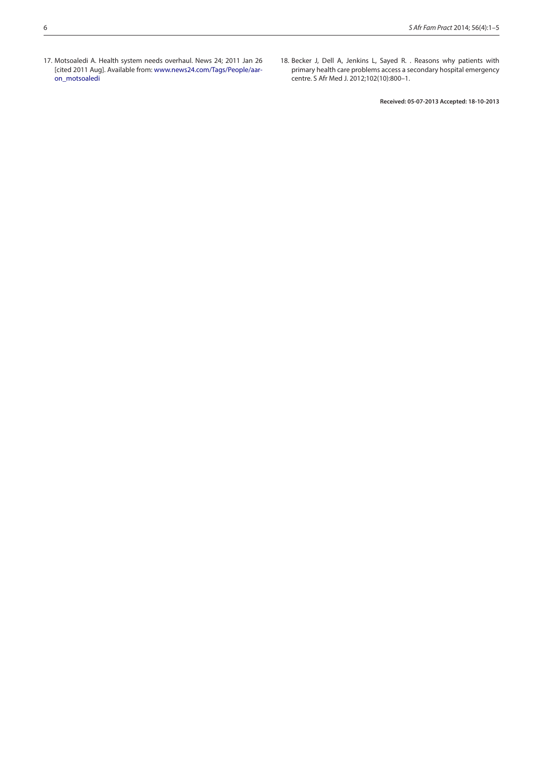17. Motsoaledi A. Health system needs overhaul. News 24; 2011 Jan 26 [cited 2011 Aug]. Available from: www.news24.com/Tags/People/aaron_motsoaledi

18. Becker J, Dell A, Jenkins L, Sayed R. . Reasons why patients with primary health care problems access a secondary hospital emergency centre. S Afr Med J. 2012;102(10):800–1.

**Received: 05-07-2013 Accepted: 18-10-2013**